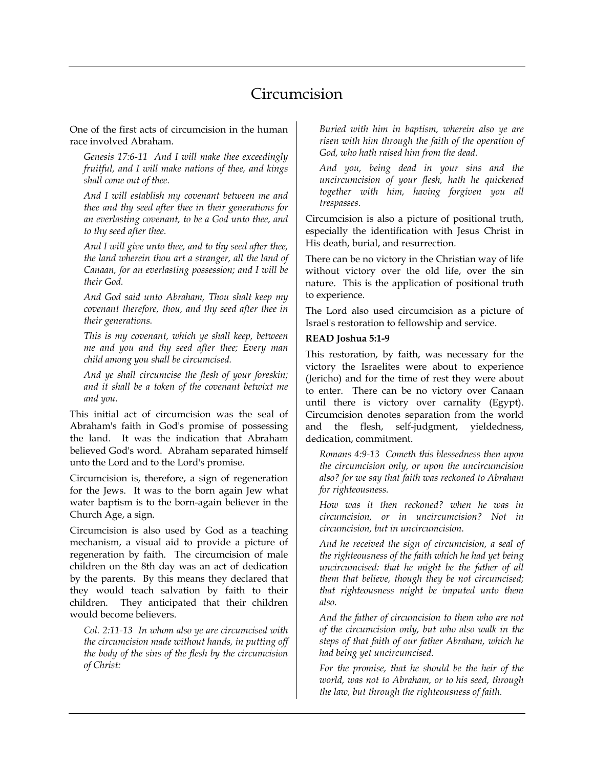# Circumcision

One of the first acts of circumcision in the human race involved Abraham.

> *Genesis 17:6-11 And I will make thee exceedingly fruitful, and I will make nations of thee, and kings shall come out of thee.*
>
> *And I will establish my covenant between me and thee and thy seed after thee in their generations for an everlasting covenant, to be a God unto thee, and to thy seed after thee.*
>
> *And I will give unto thee, and to thy seed after thee, the land wherein thou art a stranger, all the land of Canaan, for an everlasting possession; and I will be their God.*
>
> *And God said unto Abraham, Thou shalt keep my covenant therefore, thou, and thy seed after thee in their generations.*
>
> *This is my covenant, which ye shall keep, between me and you and thy seed after thee; Every man child among you shall be circumcised.*
>
> *And ye shall circumcise the flesh of your foreskin; and it shall be a token of the covenant betwixt me and you.*

This initial act of circumcision was the seal of Abraham's faith in God's promise of possessing the land. It was the indication that Abraham believed God's word. Abraham separated himself unto the Lord and to the Lord's promise.

Circumcision is, therefore, a sign of regeneration for the Jews. It was to the born again Jew what water baptism is to the born-again believer in the Church Age, a sign.

Circumcision is also used by God as a teaching mechanism, a visual aid to provide a picture of regeneration by faith. The circumcision of male children on the 8th day was an act of dedication by the parents. By this means they declared that they would teach salvation by faith to their children. They anticipated that their children would become believers.

> *Col. 2:11-13 In whom also ye are circumcised with the circumcision made without hands, in putting off the body of the sins of the flesh by the circumcision of Christ:*
>
> *Buried with him in baptism, wherein also ye are risen with him through the faith of the operation of God, who hath raised him from the dead.*
>
> *And you, being dead in your sins and the uncircumcision of your flesh, hath he quickened together with him, having forgiven you all trespasses.*

Circumcision is also a picture of positional truth, especially the identification with Jesus Christ in His death, burial, and resurrection.

There can be no victory in the Christian way of life without victory over the old life, over the sin nature. This is the application of positional truth to experience.

The Lord also used circumcision as a picture of Israel's restoration to fellowship and service.

**READ Joshua 5:1-9**

This restoration, by faith, was necessary for the victory the Israelites were about to experience (Jericho) and for the time of rest they were about to enter. There can be no victory over Canaan until there is victory over carnality (Egypt). Circumcision denotes separation from the world and the flesh, self-judgment, yieldedness, dedication, commitment.

> *Romans 4:9-13 Cometh this blessedness then upon the circumcision only, or upon the uncircumcision also? for we say that faith was reckoned to Abraham for righteousness.*
>
> *How was it then reckoned? when he was in circumcision, or in uncircumcision? Not in circumcision, but in uncircumcision.*
>
> *And he received the sign of circumcision, a seal of the righteousness of the faith which he had yet being uncircumcised: that he might be the father of all them that believe, though they be not circumcised; that righteousness might be imputed unto them also.*
>
> *And the father of circumcision to them who are not of the circumcision only, but who also walk in the steps of that faith of our father Abraham, which he had being yet uncircumcised.*
>
> *For the promise, that he should be the heir of the world, was not to Abraham, or to his seed, through the law, but through the righteousness of faith.*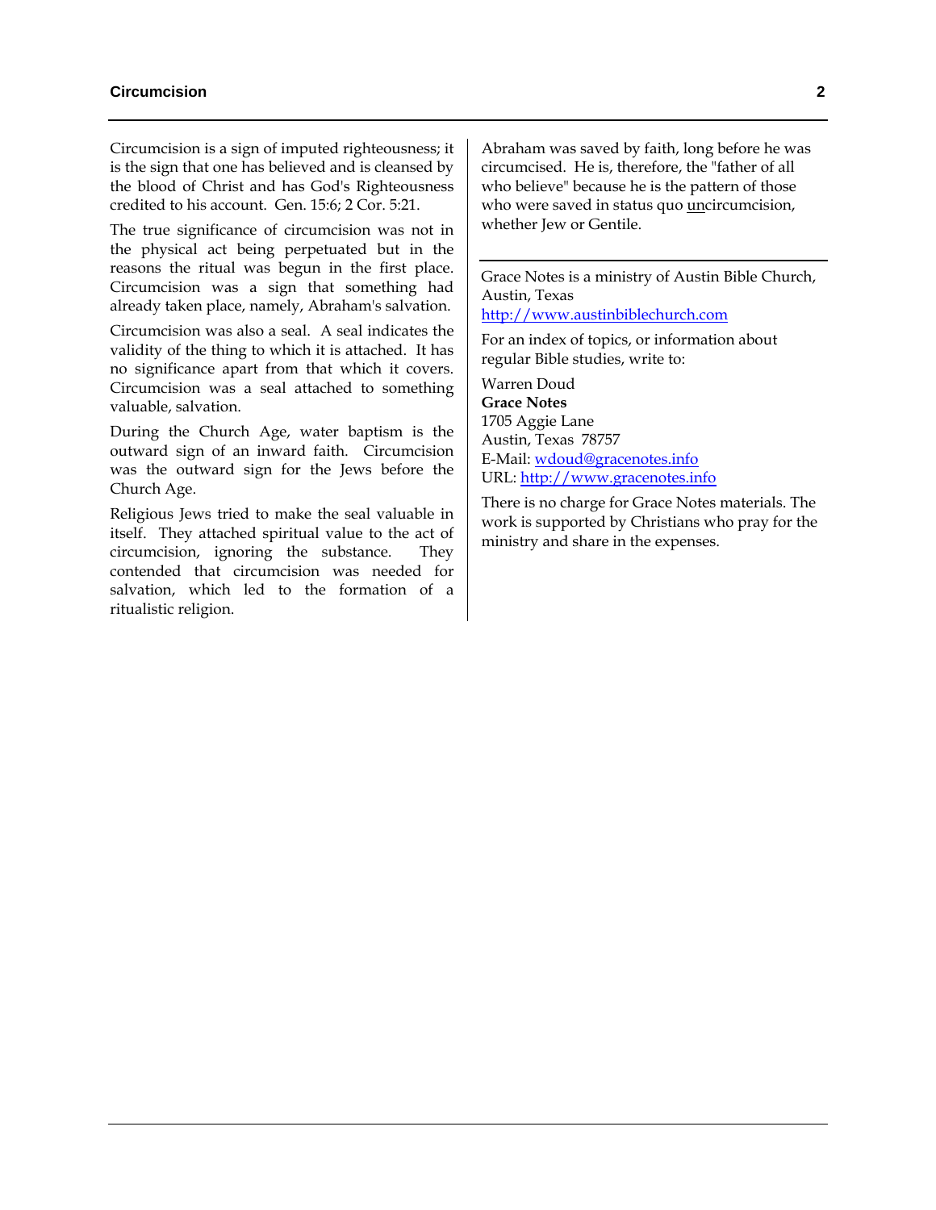Circumcision is a sign of imputed righteousness; it is the sign that one has believed and is cleansed by the blood of Christ and has God's Righteousness credited to his account. Gen. 15:6; 2 Cor. 5:21.

The true significance of circumcision was not in the physical act being perpetuated but in the reasons the ritual was begun in the first place. Circumcision was a sign that something had already taken place, namely, Abraham's salvation.

Circumcision was also a seal. A seal indicates the validity of the thing to which it is attached. It has no significance apart from that which it covers. Circumcision was a seal attached to something valuable, salvation.

During the Church Age, water baptism is the outward sign of an inward faith. Circumcision was the outward sign for the Jews before the Church Age.

Religious Jews tried to make the seal valuable in itself. They attached spiritual value to the act of circumcision, ignoring the substance. They contended that circumcision was needed for salvation, which led to the formation of a ritualistic religion.

Abraham was saved by faith, long before he was circumcised. He is, therefore, the "father of all who believe" because he is the pattern of those who were saved in status quo <u>un</u>circumcision, whether Jew or Gentile.

---

Grace Notes is a ministry of Austin Bible Church, Austin, Texas
[http://www.austinbiblechurch.com](http://www.austinbiblechurch.com)

For an index of topics, or information about regular Bible studies, write to:

Warren Doud
**Grace Notes**
1705 Aggie Lane
Austin, Texas 78757
E-Mail: [wdoud@gracenotes.info](mailto:wdoud@gracenotes.info)
URL: [http://www.gracenotes.info](http://www.gracenotes.info)

There is no charge for Grace Notes materials. The work is supported by Christians who pray for the ministry and share in the expenses.